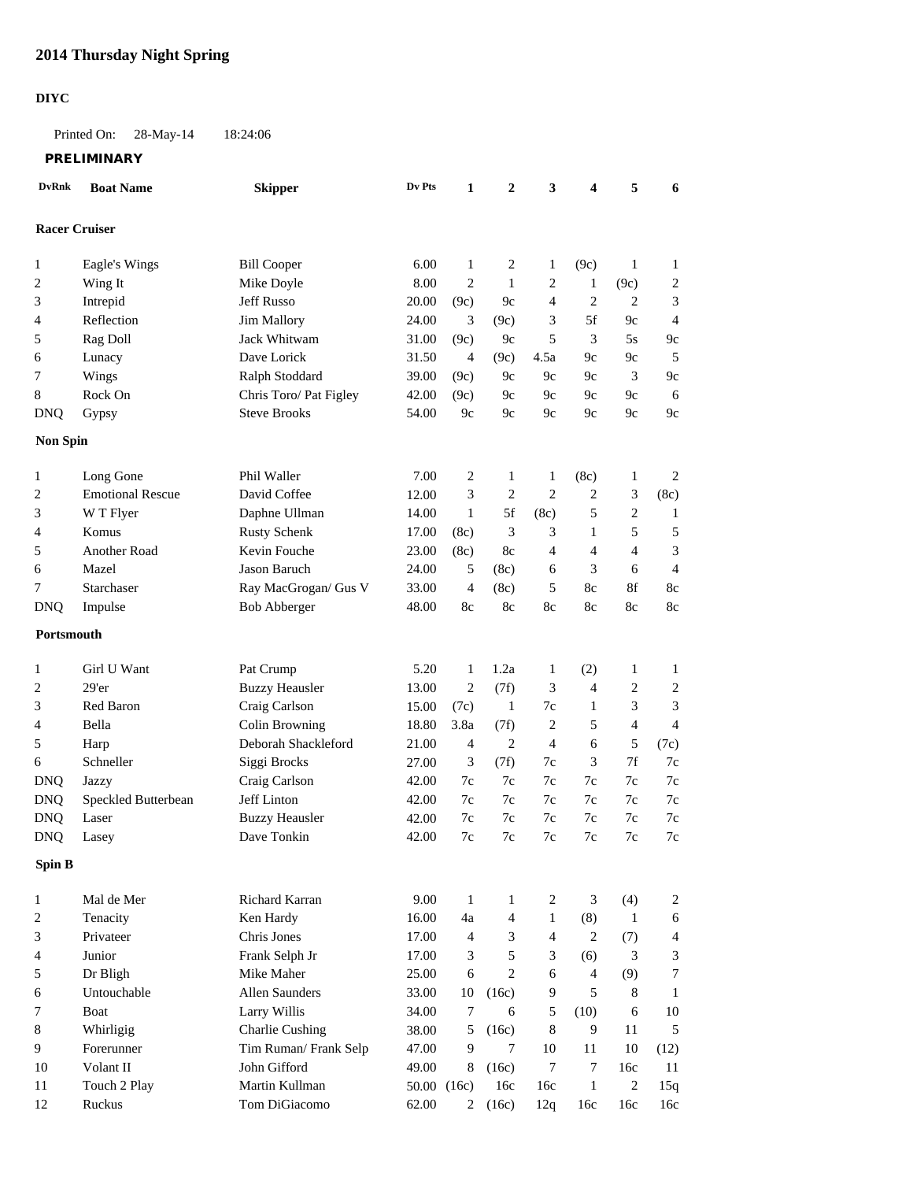# 2014 Thursday Night Spring

**DIYC**

Printed On: 28-May-14 18:24:06

**PRELIMINARY**

| DvRnk | Boat Name | Skipper | Dv Pts | 1 | 2 | 3 | 4 | 5 | 6 |
|---|---|---|---|---|---|---|---|---|---|
| **Racer Cruiser** | | | | | | | | | |
| 1 | Eagle's Wings | Bill Cooper | 6.00 | 1 | 2 | 1 | (9c) | 1 | 1 |
| 2 | Wing It | Mike Doyle | 8.00 | 2 | 1 | 2 | 1 | (9c) | 2 |
| 3 | Intrepid | Jeff Russo | 20.00 | (9c) | 9c | 4 | 2 | 2 | 3 |
| 4 | Reflection | Jim Mallory | 24.00 | 3 | (9c) | 3 | 5f | 9c | 4 |
| 5 | Rag Doll | Jack Whitwam | 31.00 | (9c) | 9c | 5 | 3 | 5s | 9c |
| 6 | Lunacy | Dave Lorick | 31.50 | 4 | (9c) | 4.5a | 9c | 9c | 5 |
| 7 | Wings | Ralph Stoddard | 39.00 | (9c) | 9c | 9c | 9c | 3 | 9c |
| 8 | Rock On | Chris Toro/ Pat Figley | 42.00 | (9c) | 9c | 9c | 9c | 9c | 6 |
| DNQ | Gypsy | Steve Brooks | 54.00 | 9c | 9c | 9c | 9c | 9c | 9c |
| **Non Spin** | | | | | | | | | |
| 1 | Long Gone | Phil Waller | 7.00 | 2 | 1 | 1 | (8c) | 1 | 2 |
| 2 | Emotional Rescue | David Coffee | 12.00 | 3 | 2 | 2 | 2 | 3 | (8c) |
| 3 | W T Flyer | Daphne Ullman | 14.00 | 1 | 5f | (8c) | 5 | 2 | 1 |
| 4 | Komus | Rusty Schenk | 17.00 | (8c) | 3 | 3 | 1 | 5 | 5 |
| 5 | Another Road | Kevin Fouche | 23.00 | (8c) | 8c | 4 | 4 | 4 | 3 |
| 6 | Mazel | Jason Baruch | 24.00 | 5 | (8c) | 6 | 3 | 6 | 4 |
| 7 | Starchaser | Ray MacGrogan/ Gus V | 33.00 | 4 | (8c) | 5 | 8c | 8f | 8c |
| DNQ | Impulse | Bob Abberger | 48.00 | 8c | 8c | 8c | 8c | 8c | 8c |
| **Portsmouth** | | | | | | | | | |
| 1 | Girl U Want | Pat Crump | 5.20 | 1 | 1.2a | 1 | (2) | 1 | 1 |
| 2 | 29'er | Buzzy Heausler | 13.00 | 2 | (7f) | 3 | 4 | 2 | 2 |
| 3 | Red Baron | Craig Carlson | 15.00 | (7c) | 1 | 7c | 1 | 3 | 3 |
| 4 | Bella | Colin Browning | 18.80 | 3.8a | (7f) | 2 | 5 | 4 | 4 |
| 5 | Harp | Deborah Shackleford | 21.00 | 4 | 2 | 4 | 6 | 5 | (7c) |
| 6 | Schneller | Siggi Brocks | 27.00 | 3 | (7f) | 7c | 3 | 7f | 7c |
| DNQ | Jazzy | Craig Carlson | 42.00 | 7c | 7c | 7c | 7c | 7c | 7c |
| DNQ | Speckled Butterbean | Jeff Linton | 42.00 | 7c | 7c | 7c | 7c | 7c | 7c |
| DNQ | Laser | Buzzy Heausler | 42.00 | 7c | 7c | 7c | 7c | 7c | 7c |
| DNQ | Lasey | Dave Tonkin | 42.00 | 7c | 7c | 7c | 7c | 7c | 7c |
| **Spin B** | | | | | | | | | |
| 1 | Mal de Mer | Richard Karran | 9.00 | 1 | 1 | 2 | 3 | (4) | 2 |
| 2 | Tenacity | Ken Hardy | 16.00 | 4a | 4 | 1 | (8) | 1 | 6 |
| 3 | Privateer | Chris Jones | 17.00 | 4 | 3 | 4 | 2 | (7) | 4 |
| 4 | Junior | Frank Selph Jr | 17.00 | 3 | 5 | 3 | (6) | 3 | 3 |
| 5 | Dr Bligh | Mike Maher | 25.00 | 6 | 2 | 6 | 4 | (9) | 7 |
| 6 | Untouchable | Allen Saunders | 33.00 | 10 | (16c) | 9 | 5 | 8 | 1 |
| 7 | Boat | Larry Willis | 34.00 | 7 | 6 | 5 | (10) | 6 | 10 |
| 8 | Whirligig | Charlie Cushing | 38.00 | 5 | (16c) | 8 | 9 | 11 | 5 |
| 9 | Forerunner | Tim Ruman/ Frank Selp | 47.00 | 9 | 7 | 10 | 11 | 10 | (12) |
| 10 | Volant II | John Gifford | 49.00 | 8 | (16c) | 7 | 7 | 16c | 11 |
| 11 | Touch 2 Play | Martin Kullman | 50.00 | (16c) | 16c | 16c | 1 | 2 | 15q |
| 12 | Ruckus | Tom DiGiacomo | 62.00 | 2 | (16c) | 12q | 16c | 16c | 16c |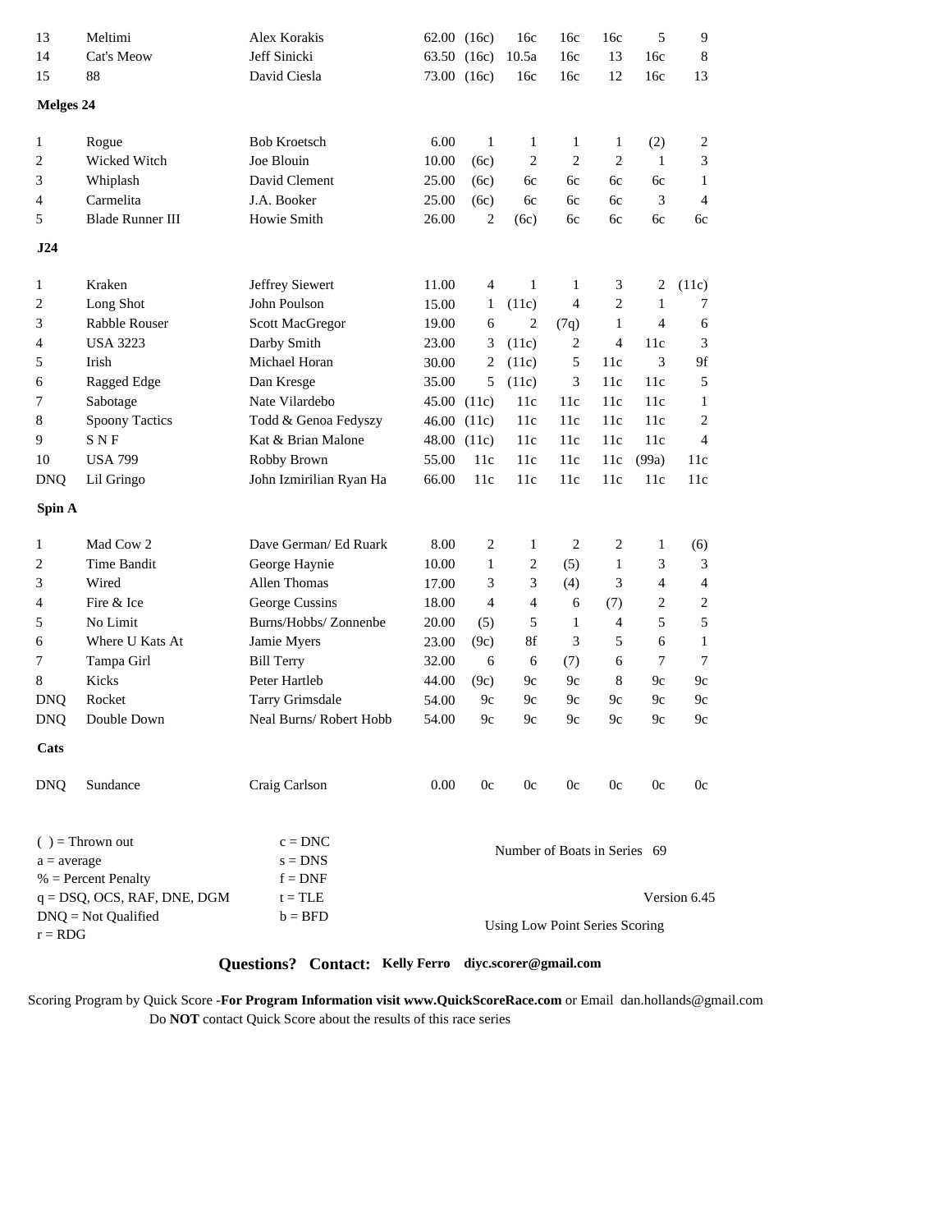| | | | | | | | | | |
|---|---|---|---|---|---|---|---|---|---|
| 13 | Meltimi | Alex Korakis | 62.00 | (16c) | 16c | 16c | 16c | 5 | 9 |
| 14 | Cat's Meow | Jeff Sinicki | 63.50 | (16c) | 10.5a | 16c | 13 | 16c | 8 |
| 15 | 88 | David Ciesla | 73.00 | (16c) | 16c | 16c | 12 | 16c | 13 |

**Melges 24**

| | | | | | | | | | |
|---|---|---|---|---|---|---|---|---|---|
| 1 | Rogue | Bob Kroetsch | 6.00 | 1 | 1 | 1 | 1 | (2) | 2 |
| 2 | Wicked Witch | Joe Blouin | 10.00 | (6c) | 2 | 2 | 2 | 1 | 3 |
| 3 | Whiplash | David Clement | 25.00 | (6c) | 6c | 6c | 6c | 6c | 1 |
| 4 | Carmelita | J.A. Booker | 25.00 | (6c) | 6c | 6c | 6c | 3 | 4 |
| 5 | Blade Runner III | Howie Smith | 26.00 | 2 | (6c) | 6c | 6c | 6c | 6c |

**J24**

| | | | | | | | | | |
|---|---|---|---|---|---|---|---|---|---|
| 1 | Kraken | Jeffrey Siewert | 11.00 | 4 | 1 | 1 | 3 | 2 | (11c) |
| 2 | Long Shot | John Poulson | 15.00 | 1 | (11c) | 4 | 2 | 1 | 7 |
| 3 | Rabble Rouser | Scott MacGregor | 19.00 | 6 | 2 | (7q) | 1 | 4 | 6 |
| 4 | USA 3223 | Darby Smith | 23.00 | 3 | (11c) | 2 | 4 | 11c | 3 |
| 5 | Irish | Michael Horan | 30.00 | 2 | (11c) | 5 | 11c | 3 | 9f |
| 6 | Ragged Edge | Dan Kresge | 35.00 | 5 | (11c) | 3 | 11c | 11c | 5 |
| 7 | Sabotage | Nate Vilardebo | 45.00 | (11c) | 11c | 11c | 11c | 11c | 1 |
| 8 | Spoony Tactics | Todd & Genoa Fedyszy | 46.00 | (11c) | 11c | 11c | 11c | 11c | 2 |
| 9 | S N F | Kat & Brian Malone | 48.00 | (11c) | 11c | 11c | 11c | 11c | 4 |
| 10 | USA 799 | Robby Brown | 55.00 | 11c | 11c | 11c | 11c | (99a) | 11c |
| DNQ | Lil Gringo | John Izmirilian Ryan Ha | 66.00 | 11c | 11c | 11c | 11c | 11c | 11c |

**Spin A**

| | | | | | | | | | |
|---|---|---|---|---|---|---|---|---|---|
| 1 | Mad Cow 2 | Dave German/ Ed Ruark | 8.00 | 2 | 1 | 2 | 2 | 1 | (6) |
| 2 | Time Bandit | George Haynie | 10.00 | 1 | 2 | (5) | 1 | 3 | 3 |
| 3 | Wired | Allen Thomas | 17.00 | 3 | 3 | (4) | 3 | 4 | 4 |
| 4 | Fire & Ice | George Cussins | 18.00 | 4 | 4 | 6 | (7) | 2 | 2 |
| 5 | No Limit | Burns/Hobbs/ Zonnenbe | 20.00 | (5) | 5 | 1 | 4 | 5 | 5 |
| 6 | Where U Kats At | Jamie Myers | 23.00 | (9c) | 8f | 3 | 5 | 6 | 1 |
| 7 | Tampa Girl | Bill Terry | 32.00 | 6 | 6 | (7) | 6 | 7 | 7 |
| 8 | Kicks | Peter Hartleb | 44.00 | (9c) | 9c | 9c | 8 | 9c | 9c |
| DNQ | Rocket | Tarry Grimsdale | 54.00 | 9c | 9c | 9c | 9c | 9c | 9c |
| DNQ | Double Down | Neal Burns/ Robert Hobb | 54.00 | 9c | 9c | 9c | 9c | 9c | 9c |

**Cats**

| | | | | | | | | | |
|---|---|---|---|---|---|---|---|---|---|
| DNQ | Sundance | Craig Carlson | 0.00 | 0c | 0c | 0c | 0c | 0c | 0c |

( ) = Thrown out
a = average
% = Percent Penalty
q = DSQ, OCS, RAF, DNE, DGM
DNQ = Not Qualified
r = RDG

c = DNC
s = DNS
f = DNF
t = TLE
b = BFD

Number of Boats in Series 69

Version 6.45

Using Low Point Series Scoring

**Questions? Contact: Kelly Ferro diyc.scorer@gmail.com**

Scoring Program by Quick Score -**For Program Information visit www.QuickScoreRace.com** or Email dan.hollands@gmail.com
Do **NOT** contact Quick Score about the results of this race series